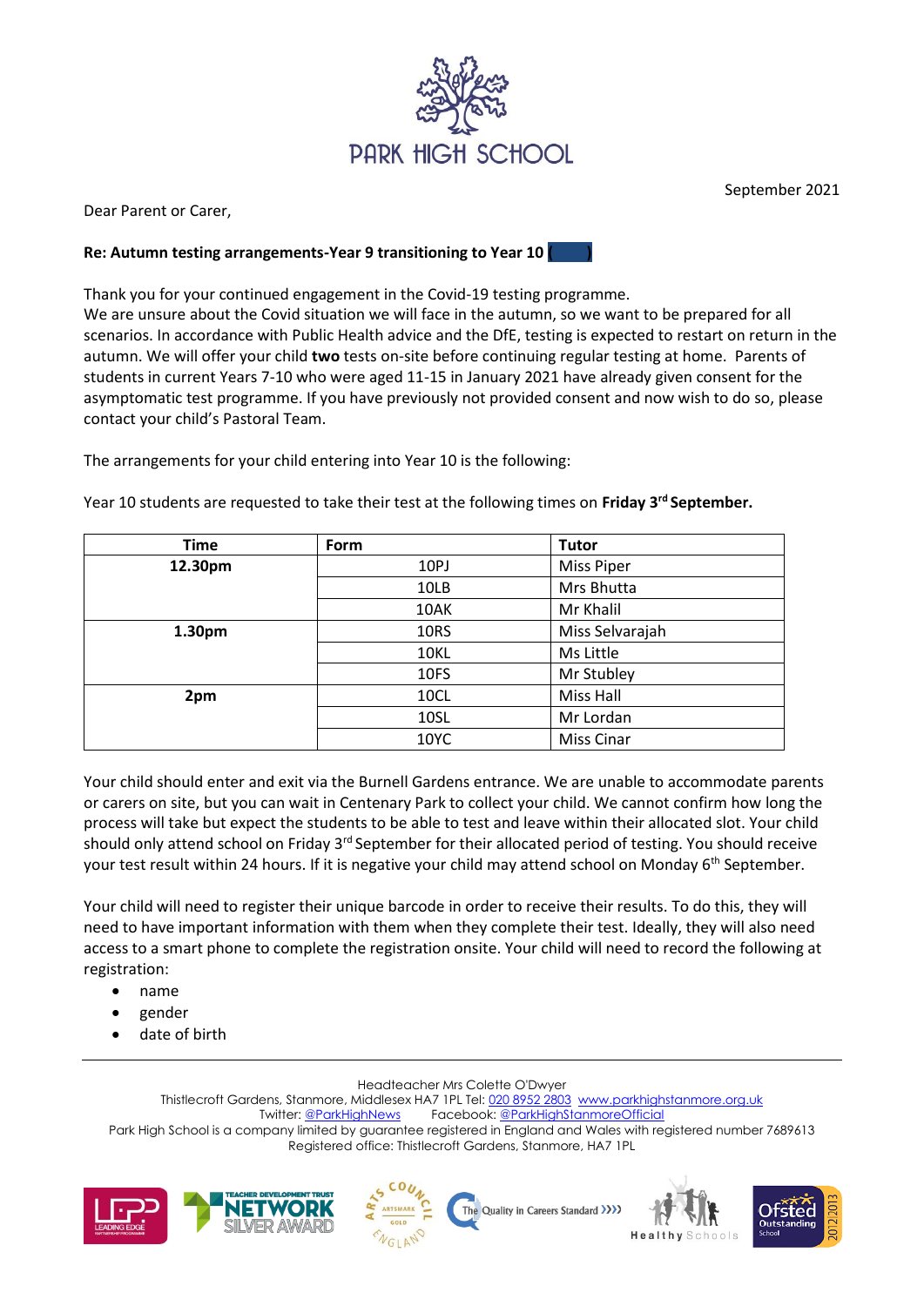PARK HIGH SCHOOL

September 2021

Dear Parent or Carer,

**Re: Autumn testing arrangements-Year 9 transitioning to Year 10 ( )**

Thank you for your continued engagement in the Covid-19 testing programme.
We are unsure about the Covid situation we will face in the autumn, so we want to be prepared for all scenarios. In accordance with Public Health advice and the DfE, testing is expected to restart on return in the autumn. We will offer your child **two** tests on-site before continuing regular testing at home. Parents of students in current Years 7-10 who were aged 11-15 in January 2021 have already given consent for the asymptomatic test programme. If you have previously not provided consent and now wish to do so, please contact your child's Pastoral Team.

The arrangements for your child entering into Year 10 is the following:

Year 10 students are requested to take their test at the following times on **Friday 3rd September.**

| Time | Form | Tutor |
|---|---|---|
| **12.30pm** | 10PJ | Miss Piper |
| | 10LB | Mrs Bhutta |
| | 10AK | Mr Khalil |
| **1.30pm** | 10RS | Miss Selvarajah |
| | 10KL | Ms Little |
| | 10FS | Mr Stubley |
| **2pm** | 10CL | Miss Hall |
| | 10SL | Mr Lordan |
| | 10YC | Miss Cinar |

Your child should enter and exit via the Burnell Gardens entrance. We are unable to accommodate parents or carers on site, but you can wait in Centenary Park to collect your child. We cannot confirm how long the process will take but expect the students to be able to test and leave within their allocated slot. Your child should only attend school on Friday 3rd September for their allocated period of testing. You should receive your test result within 24 hours. If it is negative your child may attend school on Monday 6th September.

Your child will need to register their unique barcode in order to receive their results. To do this, they will need to have important information with them when they complete their test. Ideally, they will also need access to a smart phone to complete the registration onsite. Your child will need to record the following at registration:

- name
- gender
- date of birth

Headteacher Mrs Colette O'Dwyer
Thistlecroft Gardens, Stanmore, Middlesex HA7 1PL Tel: 020 8952 2803 www.parkhighstanmore.org.uk
Twitter: @ParkHighNews Facebook: @ParkHighStanmoreOfficial
Park High School is a company limited by guarantee registered in England and Wales with registered number 7689613
Registered office: Thistlecroft Gardens, Stanmore, HA7 1PL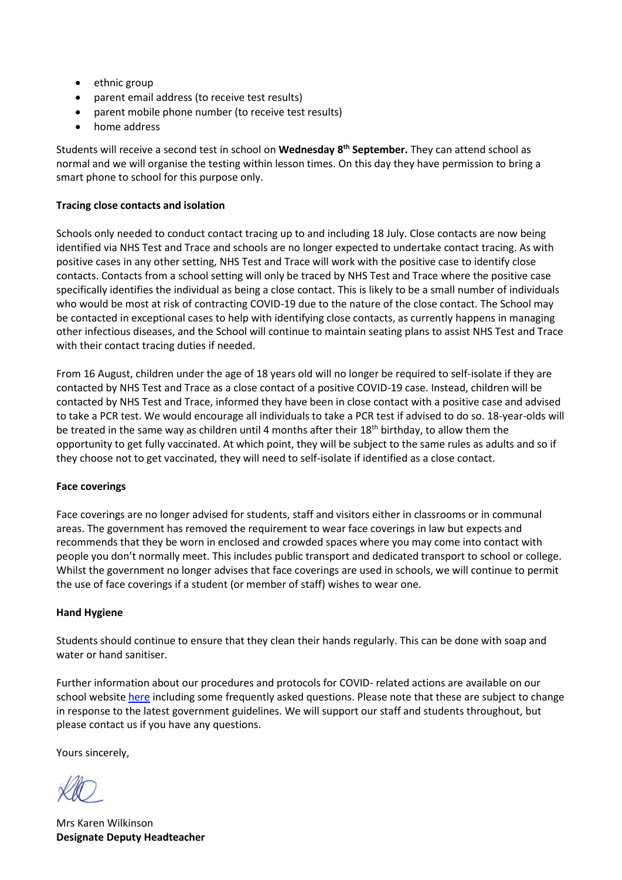- ethnic group
- parent email address (to receive test results)
- parent mobile phone number (to receive test results)
- home address

Students will receive a second test in school on **Wednesday 8th September.** They can attend school as normal and we will organise the testing within lesson times. On this day they have permission to bring a smart phone to school for this purpose only.

**Tracing close contacts and isolation**

Schools only needed to conduct contact tracing up to and including 18 July. Close contacts are now being identified via NHS Test and Trace and schools are no longer expected to undertake contact tracing. As with positive cases in any other setting, NHS Test and Trace will work with the positive case to identify close contacts. Contacts from a school setting will only be traced by NHS Test and Trace where the positive case specifically identifies the individual as being a close contact. This is likely to be a small number of individuals who would be most at risk of contracting COVID-19 due to the nature of the close contact. The School may be contacted in exceptional cases to help with identifying close contacts, as currently happens in managing other infectious diseases, and the School will continue to maintain seating plans to assist NHS Test and Trace with their contact tracing duties if needed.

From 16 August, children under the age of 18 years old will no longer be required to self-isolate if they are contacted by NHS Test and Trace as a close contact of a positive COVID-19 case. Instead, children will be contacted by NHS Test and Trace, informed they have been in close contact with a positive case and advised to take a PCR test. We would encourage all individuals to take a PCR test if advised to do so. 18-year-olds will be treated in the same way as children until 4 months after their 18th birthday, to allow them the opportunity to get fully vaccinated. At which point, they will be subject to the same rules as adults and so if they choose not to get vaccinated, they will need to self-isolate if identified as a close contact.

**Face coverings**

Face coverings are no longer advised for students, staff and visitors either in classrooms or in communal areas. The government has removed the requirement to wear face coverings in law but expects and recommends that they be worn in enclosed and crowded spaces where you may come into contact with people you don't normally meet. This includes public transport and dedicated transport to school or college. Whilst the government no longer advises that face coverings are used in schools, we will continue to permit the use of face coverings if a student (or member of staff) wishes to wear one.

**Hand Hygiene**

Students should continue to ensure that they clean their hands regularly. This can be done with soap and water or hand sanitiser.

Further information about our procedures and protocols for COVID- related actions are available on our school website here including some frequently asked questions. Please note that these are subject to change in response to the latest government guidelines. We will support our staff and students throughout, but please contact us if you have any questions.

Yours sincerely,

Mrs Karen Wilkinson
**Designate Deputy Headteacher**